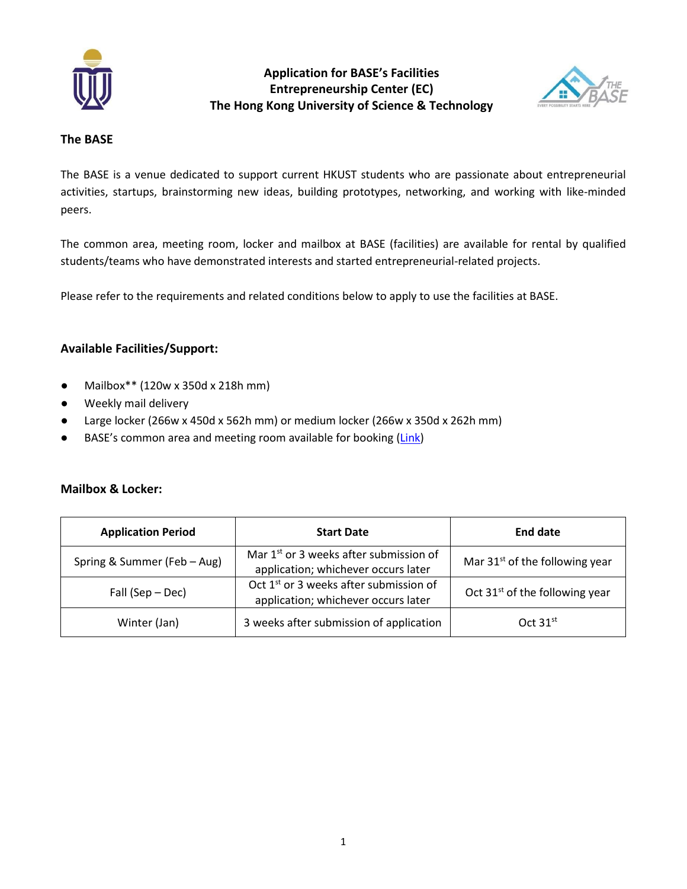# Application for BASE's Facilities
# Entrepreneurship Center (EC)
# The Hong Kong University of Science & Technology

## The BASE

The BASE is a venue dedicated to support current HKUST students who are passionate about entrepreneurial activities, startups, brainstorming new ideas, building prototypes, networking, and working with like-minded peers.

The common area, meeting room, locker and mailbox at BASE (facilities) are available for rental by qualified students/teams who have demonstrated interests and started entrepreneurial-related projects.

Please refer to the requirements and related conditions below to apply to use the facilities at BASE.

## Available Facilities/Support:

- Mailbox** (120w x 350d x 218h mm)
- Weekly mail delivery
- Large locker (266w x 450d x 562h mm) or medium locker (266w x 350d x 262h mm)
- BASE's common area and meeting room available for booking (Link)

## Mailbox & Locker:

| Application Period | Start Date | End date |
|---|---|---|
| Spring & Summer (Feb – Aug) | Mar 1st or 3 weeks after submission of application; whichever occurs later | Mar 31st of the following year |
| Fall (Sep – Dec) | Oct 1st or 3 weeks after submission of application; whichever occurs later | Oct 31st of the following year |
| Winter (Jan) | 3 weeks after submission of application | Oct 31st |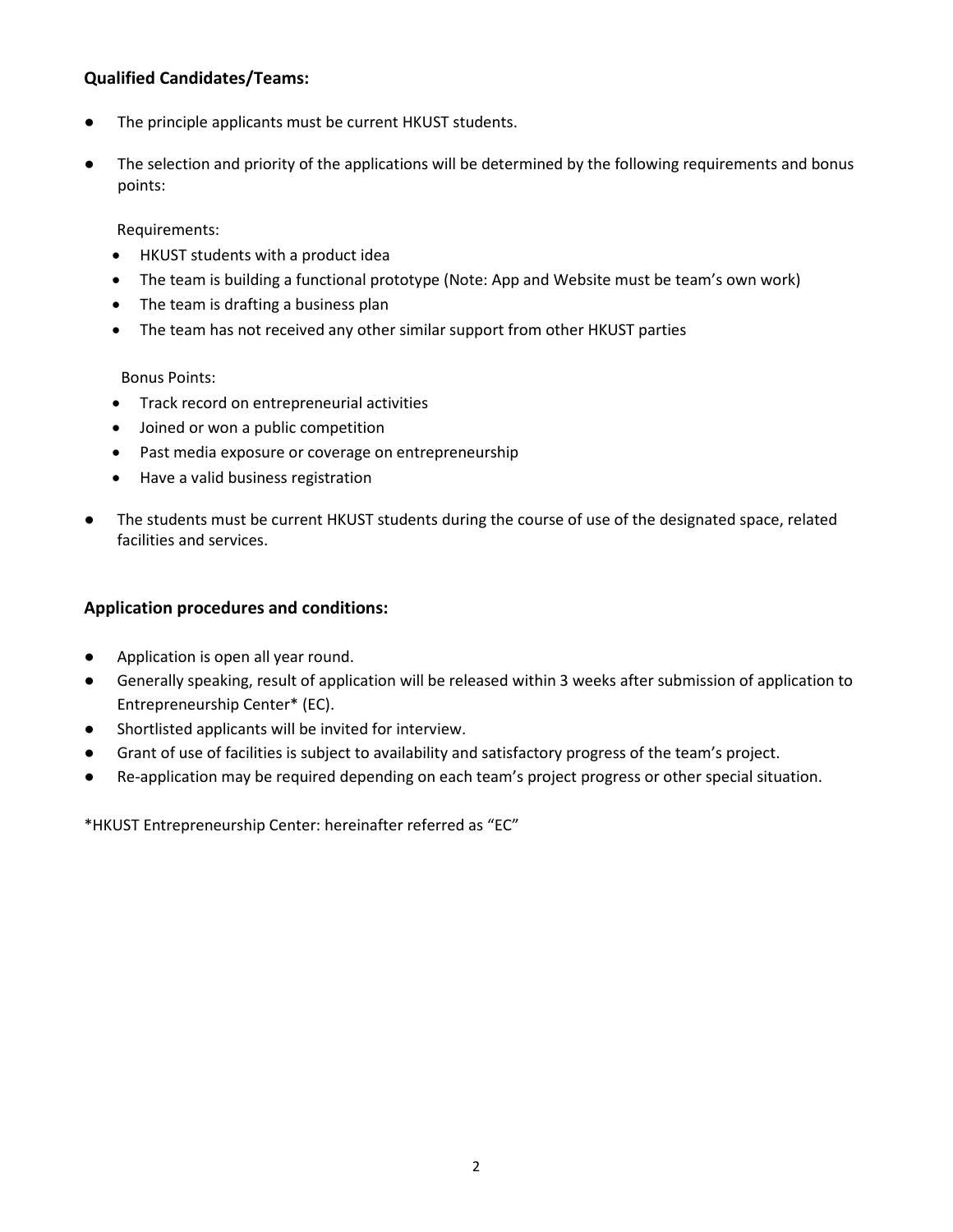### Qualified Candidates/Teams:

- The principle applicants must be current HKUST students.
- The selection and priority of the applications will be determined by the following requirements and bonus points:

  Requirements:
  - HKUST students with a product idea
  - The team is building a functional prototype (Note: App and Website must be team's own work)
  - The team is drafting a business plan
  - The team has not received any other similar support from other HKUST parties

  Bonus Points:
  - Track record on entrepreneurial activities
  - Joined or won a public competition
  - Past media exposure or coverage on entrepreneurship
  - Have a valid business registration
- The students must be current HKUST students during the course of use of the designated space, related facilities and services.

### Application procedures and conditions:

- Application is open all year round.
- Generally speaking, result of application will be released within 3 weeks after submission of application to Entrepreneurship Center* (EC).
- Shortlisted applicants will be invited for interview.
- Grant of use of facilities is subject to availability and satisfactory progress of the team's project.
- Re-application may be required depending on each team's project progress or other special situation.

*HKUST Entrepreneurship Center: hereinafter referred as "EC"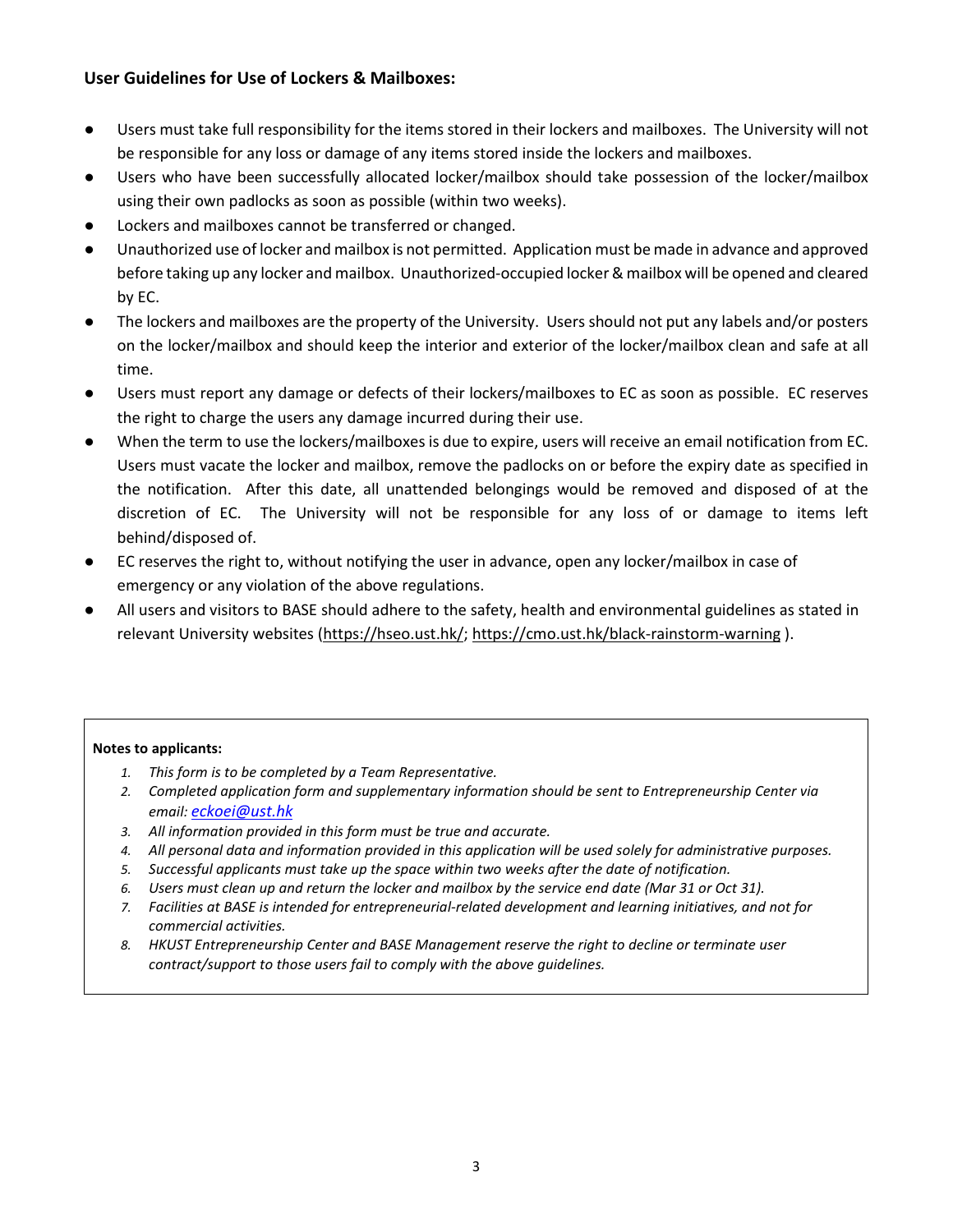### User Guidelines for Use of Lockers & Mailboxes:

- Users must take full responsibility for the items stored in their lockers and mailboxes. The University will not be responsible for any loss or damage of any items stored inside the lockers and mailboxes.
- Users who have been successfully allocated locker/mailbox should take possession of the locker/mailbox using their own padlocks as soon as possible (within two weeks).
- Lockers and mailboxes cannot be transferred or changed.
- Unauthorized use of locker and mailbox is not permitted. Application must be made in advance and approved before taking up any locker and mailbox. Unauthorized-occupied locker & mailbox will be opened and cleared by EC.
- The lockers and mailboxes are the property of the University. Users should not put any labels and/or posters on the locker/mailbox and should keep the interior and exterior of the locker/mailbox clean and safe at all time.
- Users must report any damage or defects of their lockers/mailboxes to EC as soon as possible. EC reserves the right to charge the users any damage incurred during their use.
- When the term to use the lockers/mailboxes is due to expire, users will receive an email notification from EC. Users must vacate the locker and mailbox, remove the padlocks on or before the expiry date as specified in the notification. After this date, all unattended belongings would be removed and disposed of at the discretion of EC. The University will not be responsible for any loss of or damage to items left behind/disposed of.
- EC reserves the right to, without notifying the user in advance, open any locker/mailbox in case of emergency or any violation of the above regulations.
- All users and visitors to BASE should adhere to the safety, health and environmental guidelines as stated in relevant University websites (https://hseo.ust.hk/; https://cmo.ust.hk/black-rainstorm-warning ).

**Notes to applicants:**

1. *This form is to be completed by a Team Representative.*
2. *Completed application form and supplementary information should be sent to Entrepreneurship Center via email: eckoei@ust.hk*
3. *All information provided in this form must be true and accurate.*
4. *All personal data and information provided in this application will be used solely for administrative purposes.*
5. *Successful applicants must take up the space within two weeks after the date of notification.*
6. *Users must clean up and return the locker and mailbox by the service end date (Mar 31 or Oct 31).*
7. *Facilities at BASE is intended for entrepreneurial-related development and learning initiatives, and not for commercial activities.*
8. *HKUST Entrepreneurship Center and BASE Management reserve the right to decline or terminate user contract/support to those users fail to comply with the above guidelines.*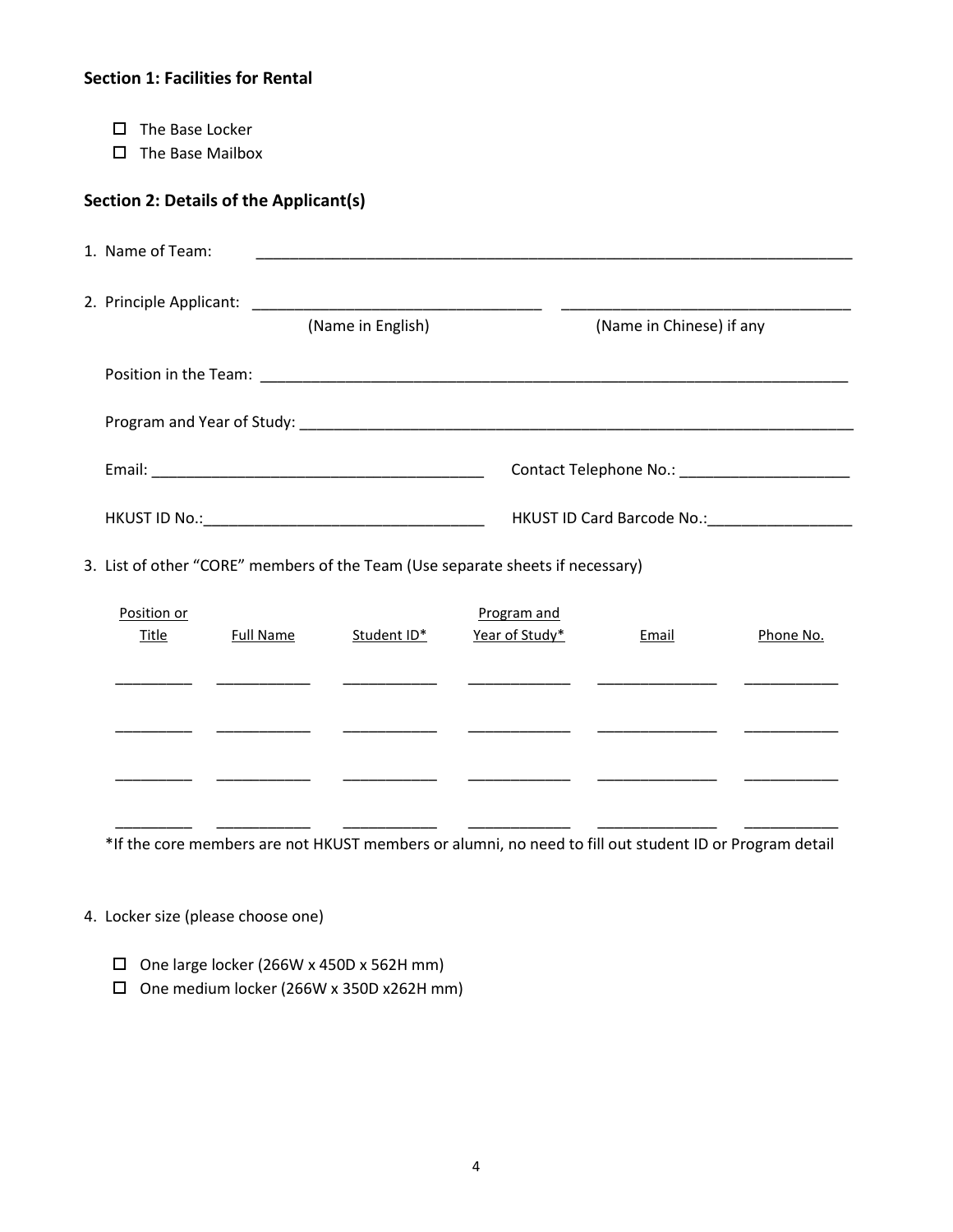### Section 1: Facilities for Rental

- ☐ The Base Locker
- ☐ The Base Mailbox

### Section 2: Details of the Applicant(s)

1. Name of Team: ____________________________________________________________________

2. Principle Applicant: ________________________________ ________________________________
   (Name in English) (Name in Chinese) if any

   Position in the Team: ____________________________________________________________________

   Program and Year of Study: ________________________________________________________________

   Email: ____________________________________ Contact Telephone No.: ____________________

   HKUST ID No.:________________________________ HKUST ID Card Barcode No.:_________________

3. List of other "CORE" members of the Team (Use separate sheets if necessary)

| Position or Title | Full Name | Student ID* | Program and Year of Study* | Email | Phone No. |
|---|---|---|---|---|---|
| | | | | | |
| | | | | | |
| | | | | | |
| | | | | | |

*If the core members are not HKUST members or alumni, no need to fill out student ID or Program detail

4. Locker size (please choose one)

   - ☐ One large locker (266W x 450D x 562H mm)
   - ☐ One medium locker (266W x 350D x262H mm)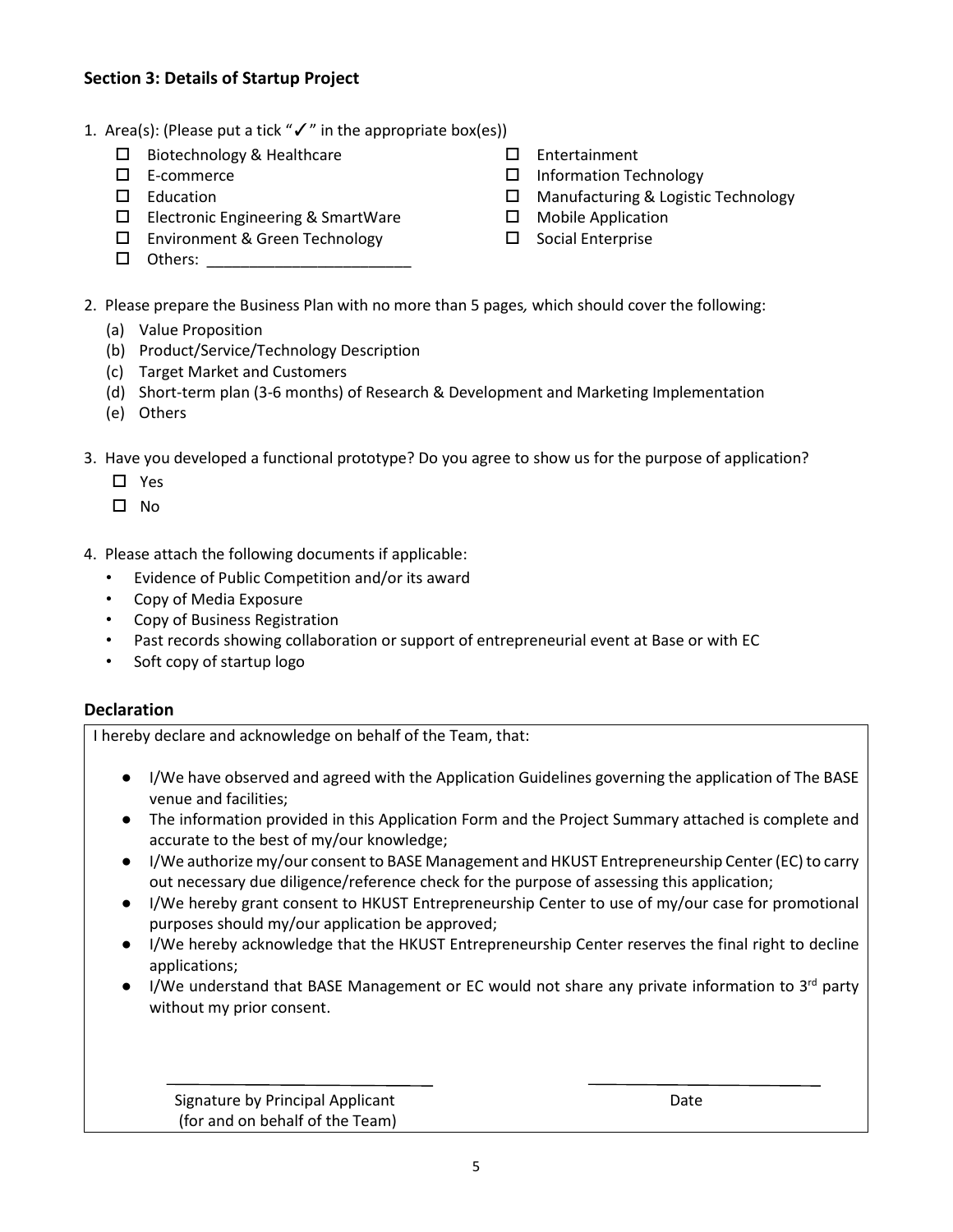### Section 3: Details of Startup Project

1. Area(s): (Please put a tick "✓" in the appropriate box(es))
   - ☐ Biotechnology & Healthcare
   - ☐ E-commerce
   - ☐ Education
   - ☐ Electronic Engineering & SmartWare
   - ☐ Environment & Green Technology
   - ☐ Others: ________________________
   - ☐ Entertainment
   - ☐ Information Technology
   - ☐ Manufacturing & Logistic Technology
   - ☐ Mobile Application
   - ☐ Social Enterprise

2. Please prepare the Business Plan with no more than 5 pages, which should cover the following:
   (a) Value Proposition
   (b) Product/Service/Technology Description
   (c) Target Market and Customers
   (d) Short-term plan (3-6 months) of Research & Development and Marketing Implementation
   (e) Others

3. Have you developed a functional prototype? Do you agree to show us for the purpose of application?
   - ☐ Yes
   - ☐ No

4. Please attach the following documents if applicable:
   - Evidence of Public Competition and/or its award
   - Copy of Media Exposure
   - Copy of Business Registration
   - Past records showing collaboration or support of entrepreneurial event at Base or with EC
   - Soft copy of startup logo

### Declaration

I hereby declare and acknowledge on behalf of the Team, that:

- I/We have observed and agreed with the Application Guidelines governing the application of The BASE venue and facilities;
- The information provided in this Application Form and the Project Summary attached is complete and accurate to the best of my/our knowledge;
- I/We authorize my/our consent to BASE Management and HKUST Entrepreneurship Center (EC) to carry out necessary due diligence/reference check for the purpose of assessing this application;
- I/We hereby grant consent to HKUST Entrepreneurship Center to use of my/our case for promotional purposes should my/our application be approved;
- I/We hereby acknowledge that the HKUST Entrepreneurship Center reserves the final right to decline applications;
- I/We understand that BASE Management or EC would not share any private information to 3rd party without my prior consent.

________________________________
Signature by Principal Applicant
(for and on behalf of the Team)

________________________________
Date